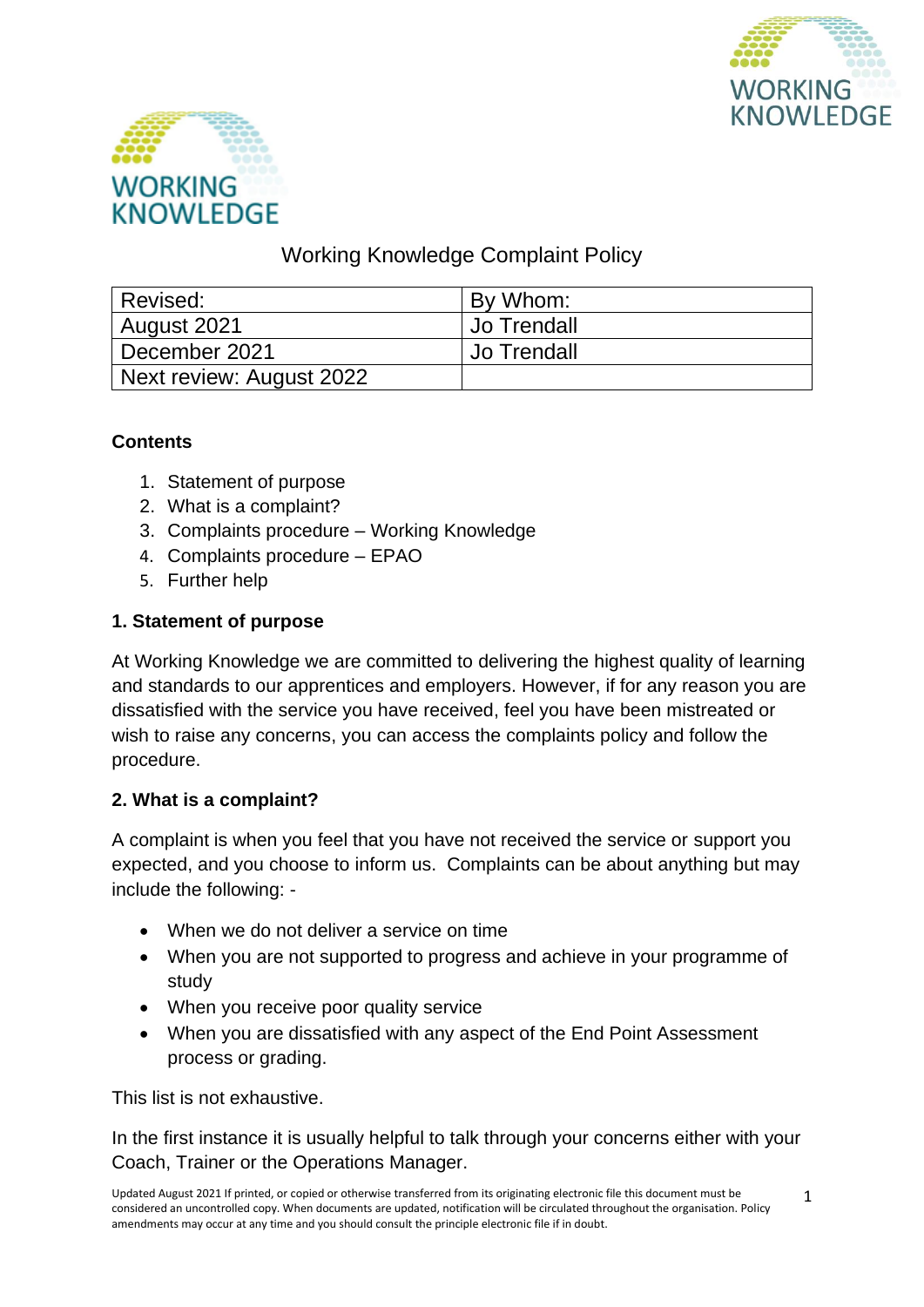# Working Knowledge Complaint Policy

| Revised: | By Whom: |
|---|---|
| August 2021 | Jo Trendall |
| December 2021 | Jo Trendall |
| Next review: August 2022 | |

**Contents**

1. Statement of purpose
2. What is a complaint?
3. Complaints procedure – Working Knowledge
4. Complaints procedure – EPAO
5. Further help

## 1. Statement of purpose

At Working Knowledge we are committed to delivering the highest quality of learning and standards to our apprentices and employers. However, if for any reason you are dissatisfied with the service you have received, feel you have been mistreated or wish to raise any concerns, you can access the complaints policy and follow the procedure.

## 2. What is a complaint?

A complaint is when you feel that you have not received the service or support you expected, and you choose to inform us. Complaints can be about anything but may include the following: -

- When we do not deliver a service on time
- When you are not supported to progress and achieve in your programme of study
- When you receive poor quality service
- When you are dissatisfied with any aspect of the End Point Assessment process or grading.

This list is not exhaustive.

In the first instance it is usually helpful to talk through your concerns either with your Coach, Trainer or the Operations Manager.

Updated August 2021 If printed, or copied or otherwise transferred from its originating electronic file this document must be considered an uncontrolled copy. When documents are updated, notification will be circulated throughout the organisation. Policy amendments may occur at any time and you should consult the principle electronic file if in doubt.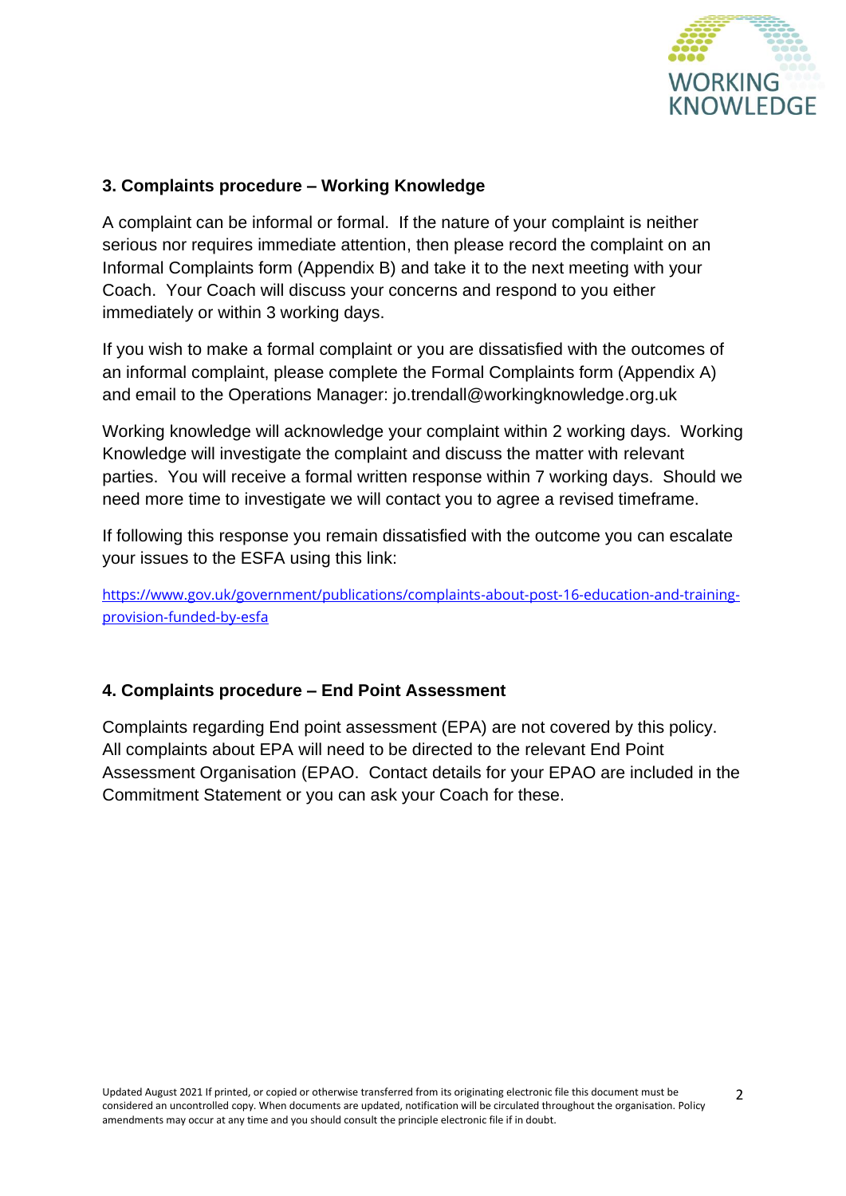## 3. Complaints procedure – Working Knowledge

A complaint can be informal or formal. If the nature of your complaint is neither serious nor requires immediate attention, then please record the complaint on an Informal Complaints form (Appendix B) and take it to the next meeting with your Coach. Your Coach will discuss your concerns and respond to you either immediately or within 3 working days.

If you wish to make a formal complaint or you are dissatisfied with the outcomes of an informal complaint, please complete the Formal Complaints form (Appendix A) and email to the Operations Manager: jo.trendall@workingknowledge.org.uk

Working knowledge will acknowledge your complaint within 2 working days. Working Knowledge will investigate the complaint and discuss the matter with relevant parties. You will receive a formal written response within 7 working days. Should we need more time to investigate we will contact you to agree a revised timeframe.

If following this response you remain dissatisfied with the outcome you can escalate your issues to the ESFA using this link:

https://www.gov.uk/government/publications/complaints-about-post-16-education-and-training-provision-funded-by-esfa

## 4. Complaints procedure – End Point Assessment

Complaints regarding End point assessment (EPA) are not covered by this policy. All complaints about EPA will need to be directed to the relevant End Point Assessment Organisation (EPAO. Contact details for your EPAO are included in the Commitment Statement or you can ask your Coach for these.

Updated August 2021 If printed, or copied or otherwise transferred from its originating electronic file this document must be considered an uncontrolled copy. When documents are updated, notification will be circulated throughout the organisation. Policy amendments may occur at any time and you should consult the principle electronic file if in doubt.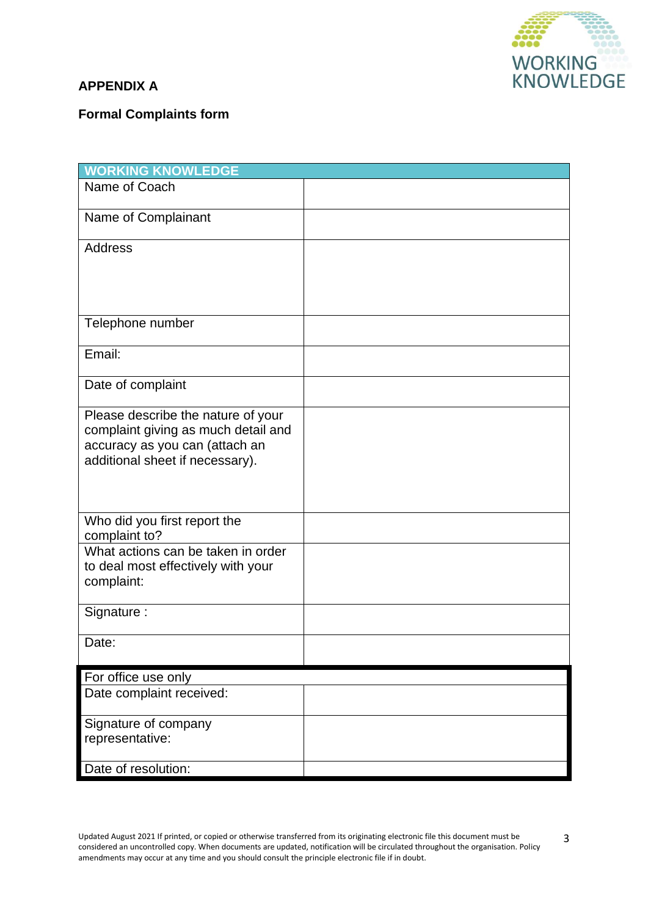**APPENDIX A**

**Formal Complaints form**

| WORKING KNOWLEDGE | |
|---|---|
| Name of Coach | |
| Name of Complainant | |
| Address | |
| Telephone number | |
| Email: | |
| Date of complaint | |
| Please describe the nature of your complaint giving as much detail and accuracy as you can (attach an additional sheet if necessary). | |
| Who did you first report the complaint to? | |
| What actions can be taken in order to deal most effectively with your complaint: | |
| Signature : | |
| Date: | |

| For office use only | |
|---|---|
| Date complaint received: | |
| Signature of company representative: | |
| Date of resolution: | |

Updated August 2021 If printed, or copied or otherwise transferred from its originating electronic file this document must be considered an uncontrolled copy. When documents are updated, notification will be circulated throughout the organisation. Policy amendments may occur at any time and you should consult the principle electronic file if in doubt.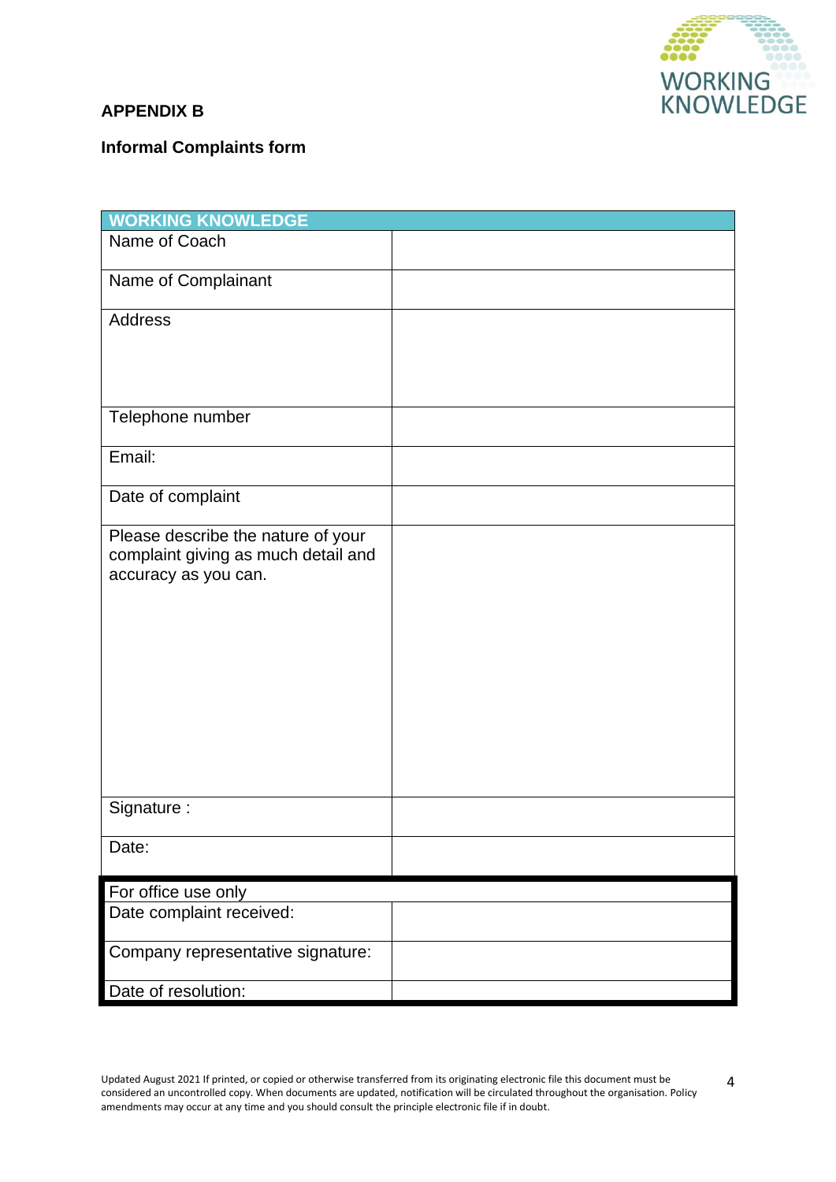**APPENDIX B**

**Informal Complaints form**

| WORKING KNOWLEDGE | |
|---|---|
| Name of Coach | |
| Name of Complainant | |
| Address | |
| Telephone number | |
| Email: | |
| Date of complaint | |
| Please describe the nature of your complaint giving as much detail and accuracy as you can. | |
| Signature : | |
| Date: | |

| For office use only | |
|---|---|
| Date complaint received: | |
| Company representative signature: | |
| Date of resolution: | |

Updated August 2021 If printed, or copied or otherwise transferred from its originating electronic file this document must be considered an uncontrolled copy. When documents are updated, notification will be circulated throughout the organisation. Policy amendments may occur at any time and you should consult the principle electronic file if in doubt.